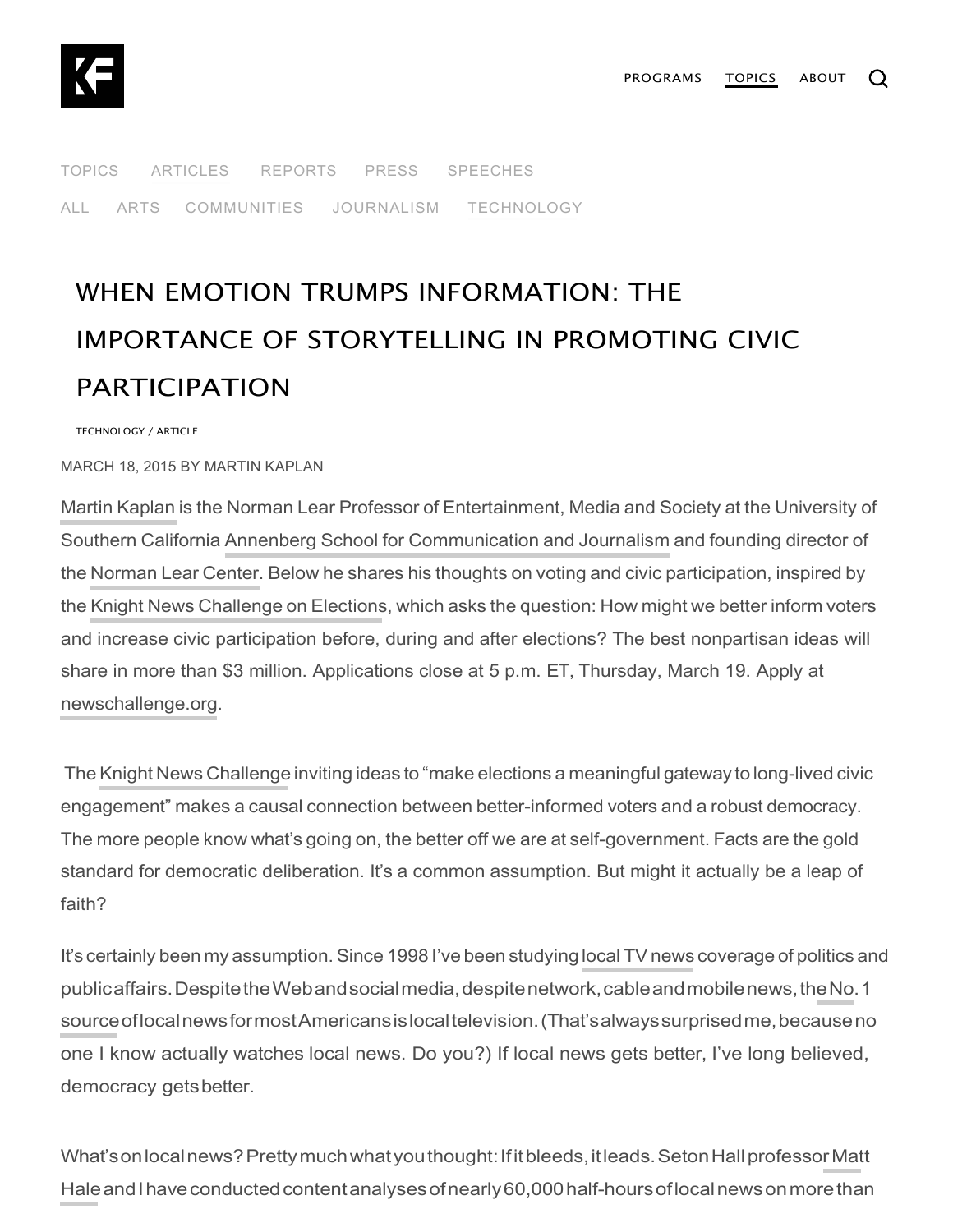# WHEN EMOTION TRUMPS INFORMATION: THE IMPORTANCE OF STORYTELLING IN PROMOTING CIVIC PARTICIPATION

TECHNOLOGY / ARTICLE

MARCH 18, 2015 BY MARTIN KAPLAN

Martin Kaplan is the Norman Lear Professor of Entertainment, Media and Society at the University of Southern California Annenberg School for Communication and Journalism and founding director of the Norman Lear Center. Below he shares his thoughts on voting and civic participation, inspired by the Knight News Challenge on Elections, which asks the question: How might we better inform voters and increase civic participation before, during and after elections? The best nonpartisan ideas will share in more than $3 million. Applications close at 5 p.m. ET, Thursday, March 19. Apply at newschallenge.org.

The Knight News Challenge inviting ideas to "make elections a meaningful gateway to long-lived civic engagement" makes a causal connection between better-informed voters and a robust democracy. The more people know what's going on, the better off we are at self-government. Facts are the gold standard for democratic deliberation. It's a common assumption. But might it actually be a leap of faith?

It's certainly been my assumption. Since 1998 I've been studying local TV news coverage of politics and public affairs. Despite the Web and social media, despite network, cable and mobile news, the No. 1 source of local news for most Americans is local television. (That's always surprised me, because no one I know actually watches local news. Do you?) If local news gets better, I've long believed, democracy gets better.

What's on local news? Pretty much what you thought: If it bleeds, it leads. Seton Hall professor Matt Hale and I have conducted content analyses of nearly 60,000 half-hours of local news on more than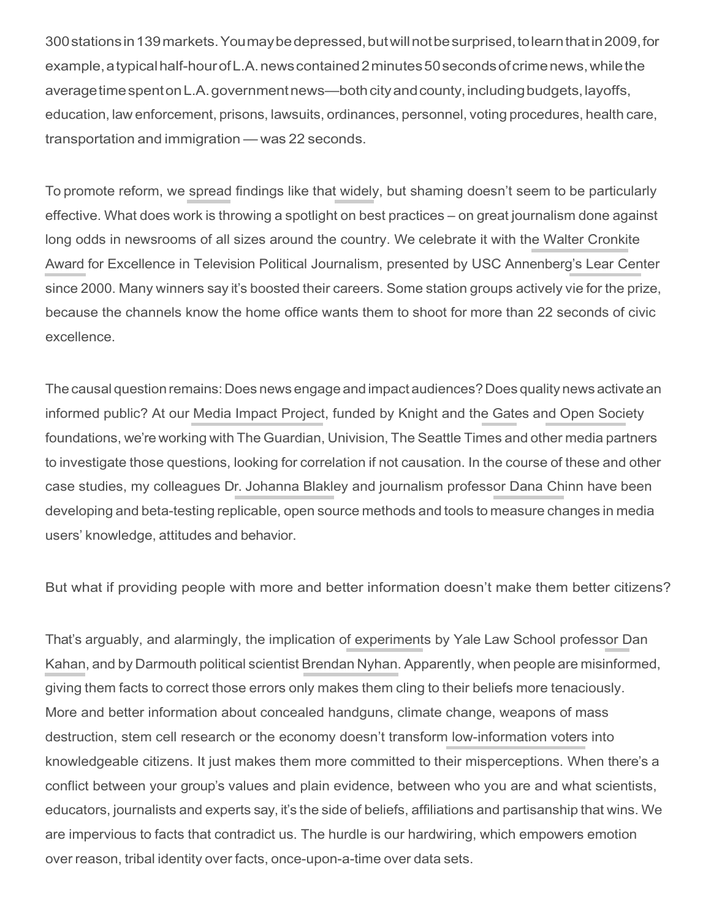300 stations in 139 markets. You may be depressed, but will not be surprised, to learn that in 2009, for example, a typical half-hour of L.A. news contained 2 minutes 50 seconds of crime news, while the average time spent on L.A. government news—both city and county, including budgets, layoffs, education, law enforcement, prisons, lawsuits, ordinances, personnel, voting procedures, health care, transportation and immigration — was 22 seconds.

To promote reform, we spread findings like that widely, but shaming doesn't seem to be particularly effective. What does work is throwing a spotlight on best practices – on great journalism done against long odds in newsrooms of all sizes around the country. We celebrate it with the Walter Cronkite Award for Excellence in Television Political Journalism, presented by USC Annenberg's Lear Center since 2000. Many winners say it's boosted their careers. Some station groups actively vie for the prize, because the channels know the home office wants them to shoot for more than 22 seconds of civic excellence.

The causal question remains: Does news engage and impact audiences? Does quality news activate an informed public? At our Media Impact Project, funded by Knight and the Gates and Open Society foundations, we're working with The Guardian, Univision, The Seattle Times and other media partners to investigate those questions, looking for correlation if not causation. In the course of these and other case studies, my colleagues Dr. Johanna Blakley and journalism professor Dana Chinn have been developing and beta-testing replicable, open source methods and tools to measure changes in media users' knowledge, attitudes and behavior.

But what if providing people with more and better information doesn't make them better citizens?

That's arguably, and alarmingly, the implication of experiments by Yale Law School professor Dan Kahan, and by Darmouth political scientist Brendan Nyhan. Apparently, when people are misinformed, giving them facts to correct those errors only makes them cling to their beliefs more tenaciously. More and better information about concealed handguns, climate change, weapons of mass destruction, stem cell research or the economy doesn't transform low-information voters into knowledgeable citizens. It just makes them more committed to their misperceptions. When there's a conflict between your group's values and plain evidence, between who you are and what scientists, educators, journalists and experts say, it's the side of beliefs, affiliations and partisanship that wins. We are impervious to facts that contradict us. The hurdle is our hardwiring, which empowers emotion over reason, tribal identity over facts, once-upon-a-time over data sets.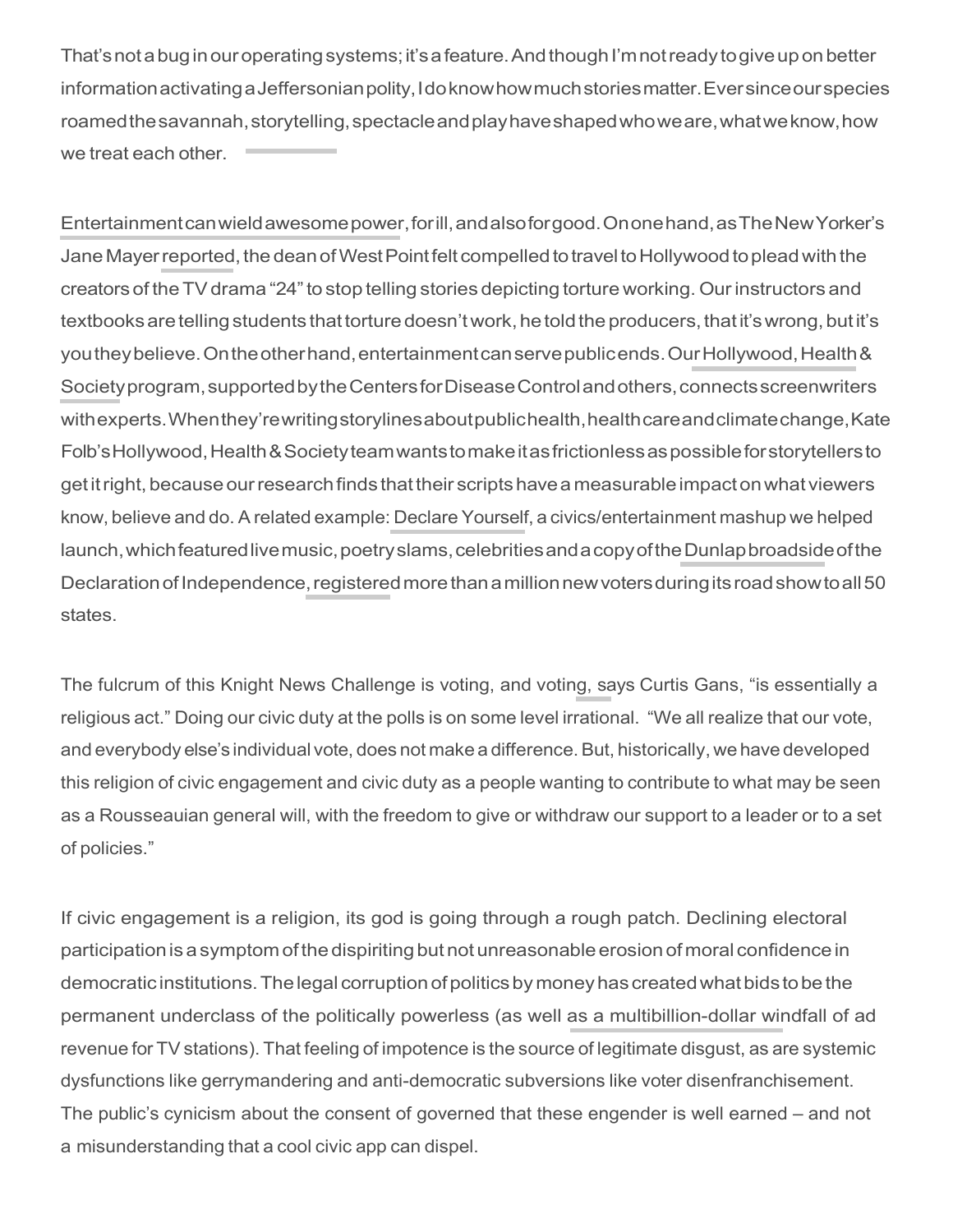That's not a bug in our operating systems; it's a feature. And though I'm not ready to give up on better information activating a Jeffersonian polity, I do know how much stories matter. Ever since our species roamed the savannah, storytelling, spectacle and play have shaped who we are, what we know, how we treat each other.

Entertainment can wield awesome power, for ill, and also for good. On one hand, as The New Yorker's Jane Mayer reported, the dean of West Point felt compelled to travel to Hollywood to plead with the creators of the TV drama "24" to stop telling stories depicting torture working. Our instructors and textbooks are telling students that torture doesn't work, he told the producers, that it's wrong, but it's you they believe. On the other hand, entertainment can serve public ends. Our Hollywood, Health & Society program, supported by the Centers for Disease Control and others, connects screenwriters with experts. When they're writing storylines about public health, health care and climate change, Kate Folb's Hollywood, Health & Society team wants to make it as frictionless as possible for storytellers to get it right, because our research finds that their scripts have a measurable impact on what viewers know, believe and do. A related example: Declare Yourself, a civics/entertainment mashup we helped launch, which featured live music, poetry slams, celebrities and a copy of the Dunlap broadside of the Declaration of Independence, registered more than a million new voters during its road show to all 50 states.

The fulcrum of this Knight News Challenge is voting, and voting, says Curtis Gans, "is essentially a religious act." Doing our civic duty at the polls is on some level irrational. "We all realize that our vote, and everybody else's individual vote, does not make a difference. But, historically, we have developed this religion of civic engagement and civic duty as a people wanting to contribute to what may be seen as a Rousseauian general will, with the freedom to give or withdraw our support to a leader or to a set of policies."

If civic engagement is a religion, its god is going through a rough patch. Declining electoral participation is a symptom of the dispiriting but not unreasonable erosion of moral confidence in democratic institutions. The legal corruption of politics by money has created what bids to be the permanent underclass of the politically powerless (as well as a multibillion-dollar windfall of ad revenue for TV stations). That feeling of impotence is the source of legitimate disgust, as are systemic dysfunctions like gerrymandering and anti-democratic subversions like voter disenfranchisement. The public's cynicism about the consent of governed that these engender is well earned – and not a misunderstanding that a cool civic app can dispel.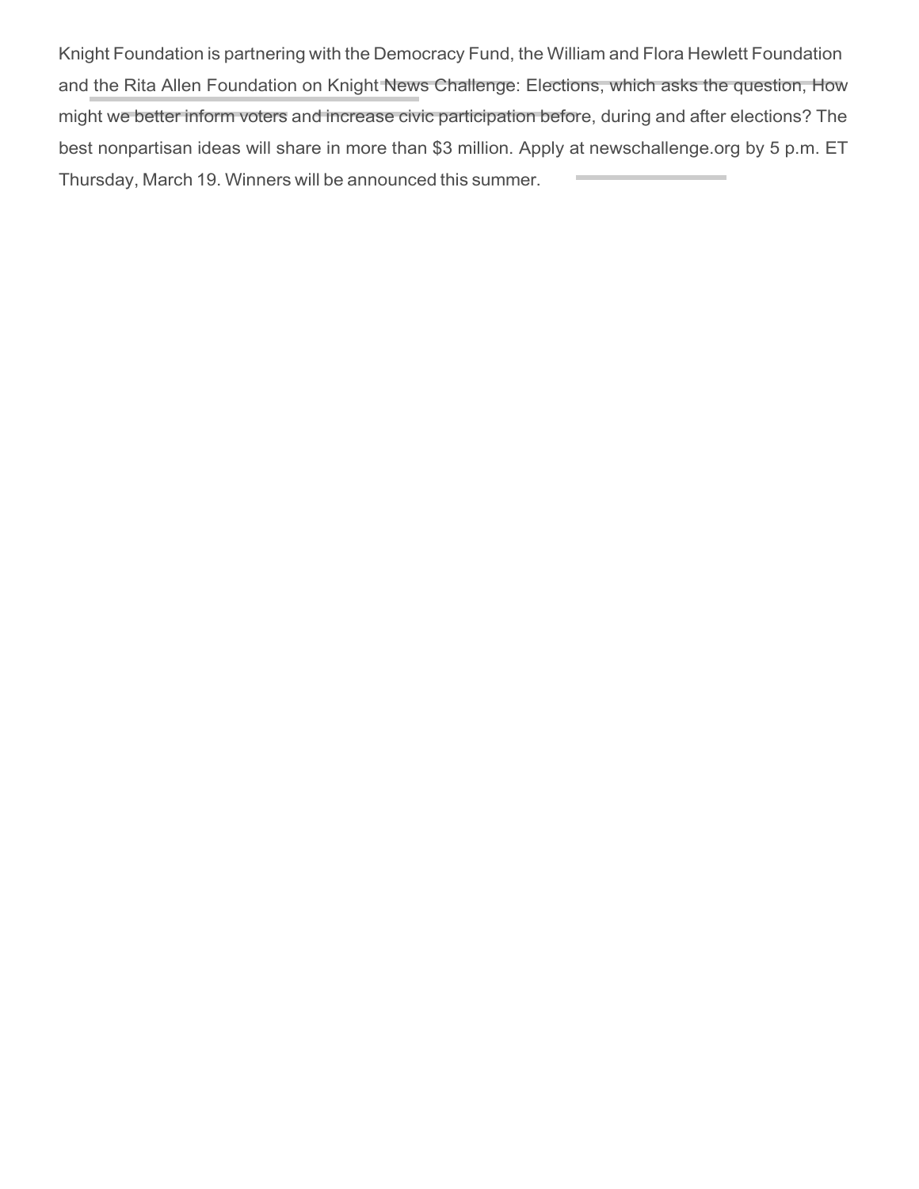Knight Foundation is partnering with the Democracy Fund, the William and Flora Hewlett Foundation and the Rita Allen Foundation on Knight News Challenge: Elections, which asks the question, How might we better inform voters and increase civic participation before, during and after elections? The best nonpartisan ideas will share in more than $3 million. Apply at newschallenge.org by 5 p.m. ET Thursday, March 19. Winners will be announced this summer.